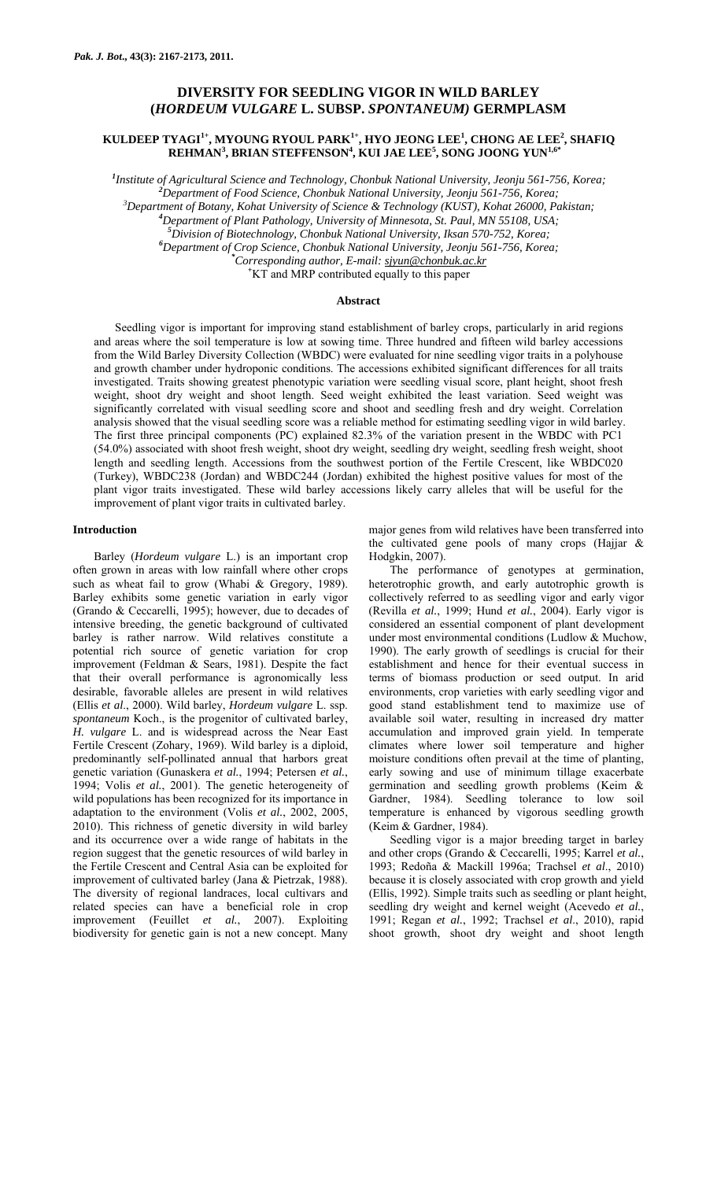# DIVERSITY FOR SEEDLING VIGOR IN WILD BARLEY (*HORDEUM VULGARE* L. SUBSP. *SPONTANEUM*) GERMPLASM

## KULDEEP TYAGI[1+], MYOUNG RYOUL PARK[1+], HYO JEONG LEE[1], CHONG AE LEE[2], SHAFIQ REHMAN[3], BRIAN STEFFENSON[4], KUI JAE LEE[5], SONG JOONG YUN[1,6*]

[1]*Institute of Agricultural Science and Technology, Chonbuk National University, Jeonju 561-756, Korea;*
[2]*Department of Food Science, Chonbuk National University, Jeonju 561-756, Korea;*
[3]*Department of Botany, Kohat University of Science & Technology (KUST), Kohat 26000, Pakistan;*
[4]*Department of Plant Pathology, University of Minnesota, St. Paul, MN 55108, USA;*
[5]*Division of Biotechnology, Chonbuk National University, Iksan 570-752, Korea;*
[6]*Department of Crop Science, Chonbuk National University, Jeonju 561-756, Korea;*
[*]*Corresponding author, E-mail: sjyun@chonbuk.ac.kr*
[+]KT and MRP contributed equally to this paper

### Abstract

Seedling vigor is important for improving stand establishment of barley crops, particularly in arid regions and areas where the soil temperature is low at sowing time. Three hundred and fifteen wild barley accessions from the Wild Barley Diversity Collection (WBDC) were evaluated for nine seedling vigor traits in a polyhouse and growth chamber under hydroponic conditions. The accessions exhibited significant differences for all traits investigated. Traits showing greatest phenotypic variation were seedling visual score, plant height, shoot fresh weight, shoot dry weight and shoot length. Seed weight exhibited the least variation. Seed weight was significantly correlated with visual seedling score and shoot and seedling fresh and dry weight. Correlation analysis showed that the visual seedling score was a reliable method for estimating seedling vigor in wild barley. The first three principal components (PC) explained 82.3% of the variation present in the WBDC with PC1 (54.0%) associated with shoot fresh weight, shoot dry weight, seedling dry weight, seedling fresh weight, shoot length and seedling length. Accessions from the southwest portion of the Fertile Crescent, like WBDC020 (Turkey), WBDC238 (Jordan) and WBDC244 (Jordan) exhibited the highest positive values for most of the plant vigor traits investigated. These wild barley accessions likely carry alleles that will be useful for the improvement of plant vigor traits in cultivated barley.

### Introduction

Barley (*Hordeum vulgare* L.) is an important crop often grown in areas with low rainfall where other crops such as wheat fail to grow (Whabi & Gregory, 1989). Barley exhibits some genetic variation in early vigor (Grando & Ceccarelli, 1995); however, due to decades of intensive breeding, the genetic background of cultivated barley is rather narrow. Wild relatives constitute a potential rich source of genetic variation for crop improvement (Feldman & Sears, 1981). Despite the fact that their overall performance is agronomically less desirable, favorable alleles are present in wild relatives (Ellis *et al*., 2000). Wild barley, *Hordeum vulgare* L. ssp. *spontaneum* Koch., is the progenitor of cultivated barley, *H. vulgare* L. and is widespread across the Near East Fertile Crescent (Zohary, 1969). Wild barley is a diploid, predominantly self-pollinated annual that harbors great genetic variation (Gunaskera *et al.*, 1994; Petersen *et al.*, 1994; Volis *et al.*, 2001). The genetic heterogeneity of wild populations has been recognized for its importance in adaptation to the environment (Volis *et al.*, 2002, 2005, 2010). This richness of genetic diversity in wild barley and its occurrence over a wide range of habitats in the region suggest that the genetic resources of wild barley in the Fertile Crescent and Central Asia can be exploited for improvement of cultivated barley (Jana & Pietrzak, 1988). The diversity of regional landraces, local cultivars and related species can have a beneficial role in crop improvement (Feuillet *et al.*, 2007). Exploiting biodiversity for genetic gain is not a new concept. Many major genes from wild relatives have been transferred into the cultivated gene pools of many crops (Hajjar & Hodgkin, 2007).

The performance of genotypes at germination, heterotrophic growth, and early autotrophic growth is collectively referred to as seedling vigor and early vigor (Revilla *et al.*, 1999; Hund *et al.*, 2004). Early vigor is considered an essential component of plant development under most environmental conditions (Ludlow & Muchow, 1990). The early growth of seedlings is crucial for their establishment and hence for their eventual success in terms of biomass production or seed output. In arid environments, crop varieties with early seedling vigor and good stand establishment tend to maximize use of available soil water, resulting in increased dry matter accumulation and improved grain yield. In temperate climates where lower soil temperature and higher moisture conditions often prevail at the time of planting, early sowing and use of minimum tillage exacerbate germination and seedling growth problems (Keim & Gardner, 1984). Seedling tolerance to low soil temperature is enhanced by vigorous seedling growth (Keim & Gardner, 1984).

Seedling vigor is a major breeding target in barley and other crops (Grando & Ceccarelli, 1995; Karrel *et al.*, 1993; Redoña & Mackill 1996a; Trachsel *et al*., 2010) because it is closely associated with crop growth and yield (Ellis, 1992). Simple traits such as seedling or plant height, seedling dry weight and kernel weight (Acevedo *et al.*, 1991; Regan *et al.*, 1992; Trachsel *et al*., 2010), rapid shoot growth, shoot dry weight and shoot length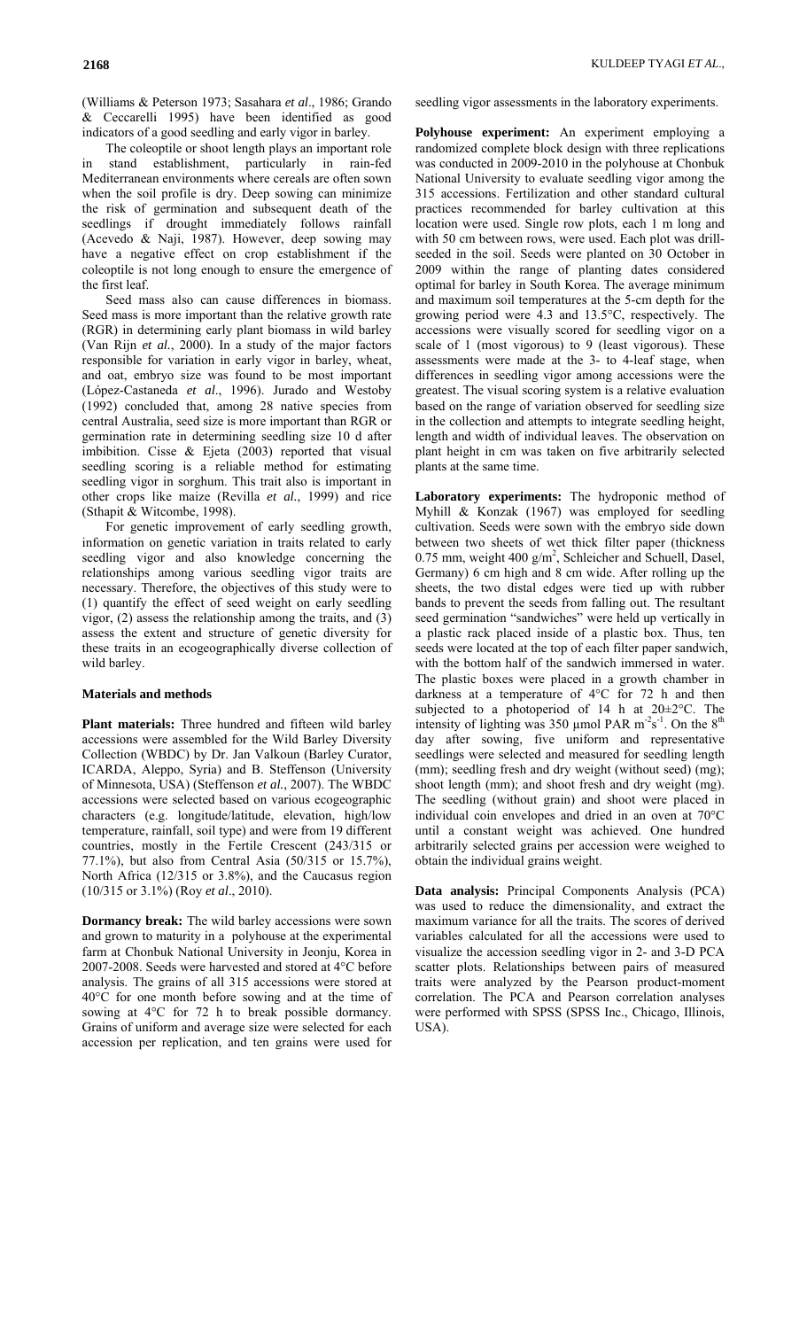(Williams & Peterson 1973; Sasahara *et al*., 1986; Grando & Ceccarelli 1995) have been identified as good indicators of a good seedling and early vigor in barley.

The coleoptile or shoot length plays an important role in stand establishment, particularly in rain-fed Mediterranean environments where cereals are often sown when the soil profile is dry. Deep sowing can minimize the risk of germination and subsequent death of the seedlings if drought immediately follows rainfall (Acevedo & Naji, 1987). However, deep sowing may have a negative effect on crop establishment if the coleoptile is not long enough to ensure the emergence of the first leaf.

Seed mass also can cause differences in biomass. Seed mass is more important than the relative growth rate (RGR) in determining early plant biomass in wild barley (Van Rijn *et al.*, 2000). In a study of the major factors responsible for variation in early vigor in barley, wheat, and oat, embryo size was found to be most important (López-Castaneda *et al*., 1996). Jurado and Westoby (1992) concluded that, among 28 native species from central Australia, seed size is more important than RGR or germination rate in determining seedling size 10 d after imbibition. Cisse & Ejeta (2003) reported that visual seedling scoring is a reliable method for estimating seedling vigor in sorghum. This trait also is important in other crops like maize (Revilla *et al.*, 1999) and rice (Sthapit & Witcombe, 1998).

For genetic improvement of early seedling growth, information on genetic variation in traits related to early seedling vigor and also knowledge concerning the relationships among various seedling vigor traits are necessary. Therefore, the objectives of this study were to (1) quantify the effect of seed weight on early seedling vigor, (2) assess the relationship among the traits, and (3) assess the extent and structure of genetic diversity for these traits in an ecogeographically diverse collection of wild barley.

## Materials and methods

**Plant materials:** Three hundred and fifteen wild barley accessions were assembled for the Wild Barley Diversity Collection (WBDC) by Dr. Jan Valkoun (Barley Curator, ICARDA, Aleppo, Syria) and B. Steffenson (University of Minnesota, USA) (Steffenson *et al.*, 2007). The WBDC accessions were selected based on various ecogeographic characters (e.g. longitude/latitude, elevation, high/low temperature, rainfall, soil type) and were from 19 different countries, mostly in the Fertile Crescent (243/315 or 77.1%), but also from Central Asia (50/315 or 15.7%), North Africa (12/315 or 3.8%), and the Caucasus region (10/315 or 3.1%) (Roy *et al*., 2010).

**Dormancy break:** The wild barley accessions were sown and grown to maturity in a polyhouse at the experimental farm at Chonbuk National University in Jeonju, Korea in 2007-2008. Seeds were harvested and stored at 4°C before analysis. The grains of all 315 accessions were stored at 40°C for one month before sowing and at the time of sowing at 4°C for 72 h to break possible dormancy. Grains of uniform and average size were selected for each accession per replication, and ten grains were used for seedling vigor assessments in the laboratory experiments.

**Polyhouse experiment:** An experiment employing a randomized complete block design with three replications was conducted in 2009-2010 in the polyhouse at Chonbuk National University to evaluate seedling vigor among the 315 accessions. Fertilization and other standard cultural practices recommended for barley cultivation at this location were used. Single row plots, each 1 m long and with 50 cm between rows, were used. Each plot was drill-seeded in the soil. Seeds were planted on 30 October in 2009 within the range of planting dates considered optimal for barley in South Korea. The average minimum and maximum soil temperatures at the 5-cm depth for the growing period were 4.3 and 13.5°C, respectively. The accessions were visually scored for seedling vigor on a scale of 1 (most vigorous) to 9 (least vigorous). These assessments were made at the 3- to 4-leaf stage, when differences in seedling vigor among accessions were the greatest. The visual scoring system is a relative evaluation based on the range of variation observed for seedling size in the collection and attempts to integrate seedling height, length and width of individual leaves. The observation on plant height in cm was taken on five arbitrarily selected plants at the same time.

**Laboratory experiments:** The hydroponic method of Myhill & Konzak (1967) was employed for seedling cultivation. Seeds were sown with the embryo side down between two sheets of wet thick filter paper (thickness 0.75 mm, weight 400 g/m$^2$, Schleicher and Schuell, Dasel, Germany) 6 cm high and 8 cm wide. After rolling up the sheets, the two distal edges were tied up with rubber bands to prevent the seeds from falling out. The resultant seed germination "sandwiches" were held up vertically in a plastic rack placed inside of a plastic box. Thus, ten seeds were located at the top of each filter paper sandwich, with the bottom half of the sandwich immersed in water. The plastic boxes were placed in a growth chamber in darkness at a temperature of 4°C for 72 h and then subjected to a photoperiod of 14 h at 20±2°C. The intensity of lighting was 350 μmol PAR m$^{-2}$s$^{-1}$. On the 8$^{th}$ day after sowing, five uniform and representative seedlings were selected and measured for seedling length (mm); seedling fresh and dry weight (without seed) (mg); shoot length (mm); and shoot fresh and dry weight (mg). The seedling (without grain) and shoot were placed in individual coin envelopes and dried in an oven at 70°C until a constant weight was achieved. One hundred arbitrarily selected grains per accession were weighed to obtain the individual grains weight.

**Data analysis:** Principal Components Analysis (PCA) was used to reduce the dimensionality, and extract the maximum variance for all the traits. The scores of derived variables calculated for all the accessions were used to visualize the accession seedling vigor in 2- and 3-D PCA scatter plots. Relationships between pairs of measured traits were analyzed by the Pearson product-moment correlation. The PCA and Pearson correlation analyses were performed with SPSS (SPSS Inc., Chicago, Illinois, USA).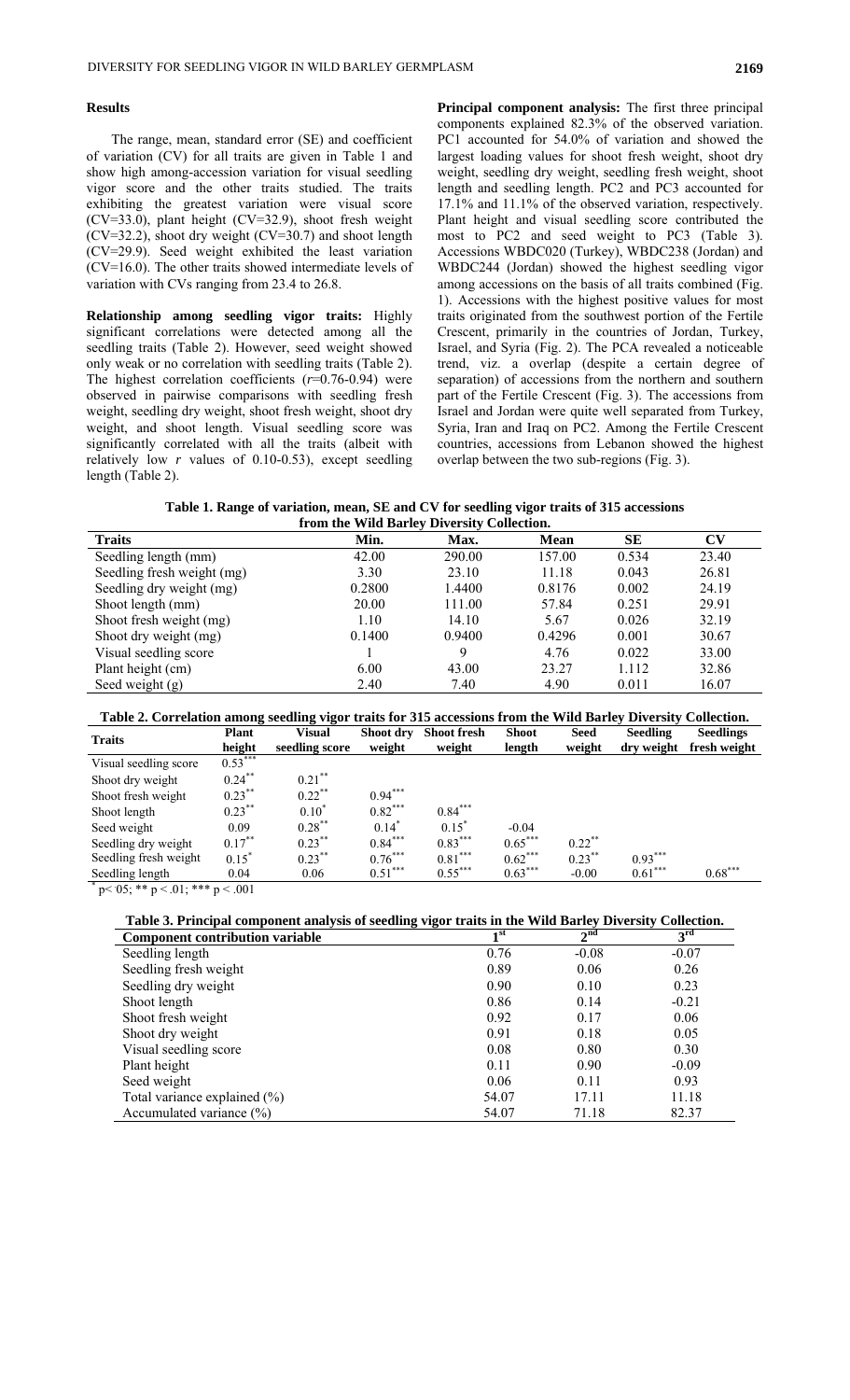## Results

The range, mean, standard error (SE) and coefficient of variation (CV) for all traits are given in Table 1 and show high among-accession variation for visual seedling vigor score and the other traits studied. The traits exhibiting the greatest variation were visual score (CV=33.0), plant height (CV=32.9), shoot fresh weight (CV=32.2), shoot dry weight (CV=30.7) and shoot length (CV=29.9). Seed weight exhibited the least variation (CV=16.0). The other traits showed intermediate levels of variation with CVs ranging from 23.4 to 26.8.

**Relationship among seedling vigor traits:** Highly significant correlations were detected among all the seedling traits (Table 2). However, seed weight showed only weak or no correlation with seedling traits (Table 2). The highest correlation coefficients ($r$=0.76-0.94) were observed in pairwise comparisons with seedling fresh weight, seedling dry weight, shoot fresh weight, shoot dry weight, and shoot length. Visual seedling score was significantly correlated with all the traits (albeit with relatively low $r$ values of 0.10-0.53), except seedling length (Table 2).

**Principal component analysis:** The first three principal components explained 82.3% of the observed variation. PC1 accounted for 54.0% of variation and showed the largest loading values for shoot fresh weight, shoot dry weight, seedling dry weight, seedling fresh weight, shoot length and seedling length. PC2 and PC3 accounted for 17.1% and 11.1% of the observed variation, respectively. Plant height and visual seedling score contributed the most to PC2 and seed weight to PC3 (Table 3). Accessions WBDC020 (Turkey), WBDC238 (Jordan) and WBDC244 (Jordan) showed the highest seedling vigor among accessions on the basis of all traits combined (Fig. 1). Accessions with the highest positive values for most traits originated from the southwest portion of the Fertile Crescent, primarily in the countries of Jordan, Turkey, Israel, and Syria (Fig. 2). The PCA revealed a noticeable trend, viz. a overlap (despite a certain degree of separation) of accessions from the northern and southern part of the Fertile Crescent (Fig. 3). The accessions from Israel and Jordan were quite well separated from Turkey, Syria, Iran and Iraq on PC2. Among the Fertile Crescent countries, accessions from Lebanon showed the highest overlap between the two sub-regions (Fig. 3).

**Table 1. Range of variation, mean, SE and CV for seedling vigor traits of 315 accessions from the Wild Barley Diversity Collection.**

| Traits | Min. | Max. | Mean | SE | CV |
|---|---|---|---|---|---|
| Seedling length (mm) | 42.00 | 290.00 | 157.00 | 0.534 | 23.40 |
| Seedling fresh weight (mg) | 3.30 | 23.10 | 11.18 | 0.043 | 26.81 |
| Seedling dry weight (mg) | 0.2800 | 1.4400 | 0.8176 | 0.002 | 24.19 |
| Shoot length (mm) | 20.00 | 111.00 | 57.84 | 0.251 | 29.91 |
| Shoot fresh weight (mg) | 1.10 | 14.10 | 5.67 | 0.026 | 32.19 |
| Shoot dry weight (mg) | 0.1400 | 0.9400 | 0.4296 | 0.001 | 30.67 |
| Visual seedling score | 1 | 9 | 4.76 | 0.022 | 33.00 |
| Plant height (cm) | 6.00 | 43.00 | 23.27 | 1.112 | 32.86 |
| Seed weight (g) | 2.40 | 7.40 | 4.90 | 0.011 | 16.07 |

**Table 2. Correlation among seedling vigor traits for 315 accessions from the Wild Barley Diversity Collection.**

| Traits | Plant height | Visual seedling score | Shoot dry weight | Shoot fresh weight | Shoot length | Seed weight | Seedling dry weight | Seedlings fresh weight |
|---|---|---|---|---|---|---|---|---|
| Visual seedling score | $0.53^{***}$ | | | | | | | |
| Shoot dry weight | $0.24^{**}$ | $0.21^{**}$ | | | | | | |
| Shoot fresh weight | $0.23^{**}$ | $0.22^{**}$ | $0.94^{***}$ | | | | | |
| Shoot length | $0.23^{**}$ | $0.10^{*}$ | $0.82^{***}$ | $0.84^{***}$ | | | | |
| Seed weight | 0.09 | $0.28^{**}$ | $0.14^{*}$ | $0.15^{*}$ | -0.04 | | | |
| Seedling dry weight | $0.17^{**}$ | $0.23^{**}$ | $0.84^{***}$ | $0.83^{***}$ | $0.65^{***}$ | $0.22^{**}$ | | |
| Seedling fresh weight | $0.15^{*}$ | $0.23^{**}$ | $0.76^{***}$ | $0.81^{***}$ | $0.62^{***}$ | $0.23^{**}$ | $0.93^{***}$ | |
| Seedling length | 0.04 | 0.06 | $0.51^{***}$ | $0.55^{***}$ | $0.63^{***}$ | -0.00 | $0.61^{***}$ | $0.68^{***}$ |

$^{*}$ p< 05; ** p < .01; *** p < .001

**Table 3. Principal component analysis of seedling vigor traits in the Wild Barley Diversity Collection.**

| Component contribution variable | 1st | 2nd | 3rd |
|---|---|---|---|
| Seedling length | 0.76 | -0.08 | -0.07 |
| Seedling fresh weight | 0.89 | 0.06 | 0.26 |
| Seedling dry weight | 0.90 | 0.10 | 0.23 |
| Shoot length | 0.86 | 0.14 | -0.21 |
| Shoot fresh weight | 0.92 | 0.17 | 0.06 |
| Shoot dry weight | 0.91 | 0.18 | 0.05 |
| Visual seedling score | 0.08 | 0.80 | 0.30 |
| Plant height | 0.11 | 0.90 | -0.09 |
| Seed weight | 0.06 | 0.11 | 0.93 |
| Total variance explained (%) | 54.07 | 17.11 | 11.18 |
| Accumulated variance (%) | 54.07 | 71.18 | 82.37 |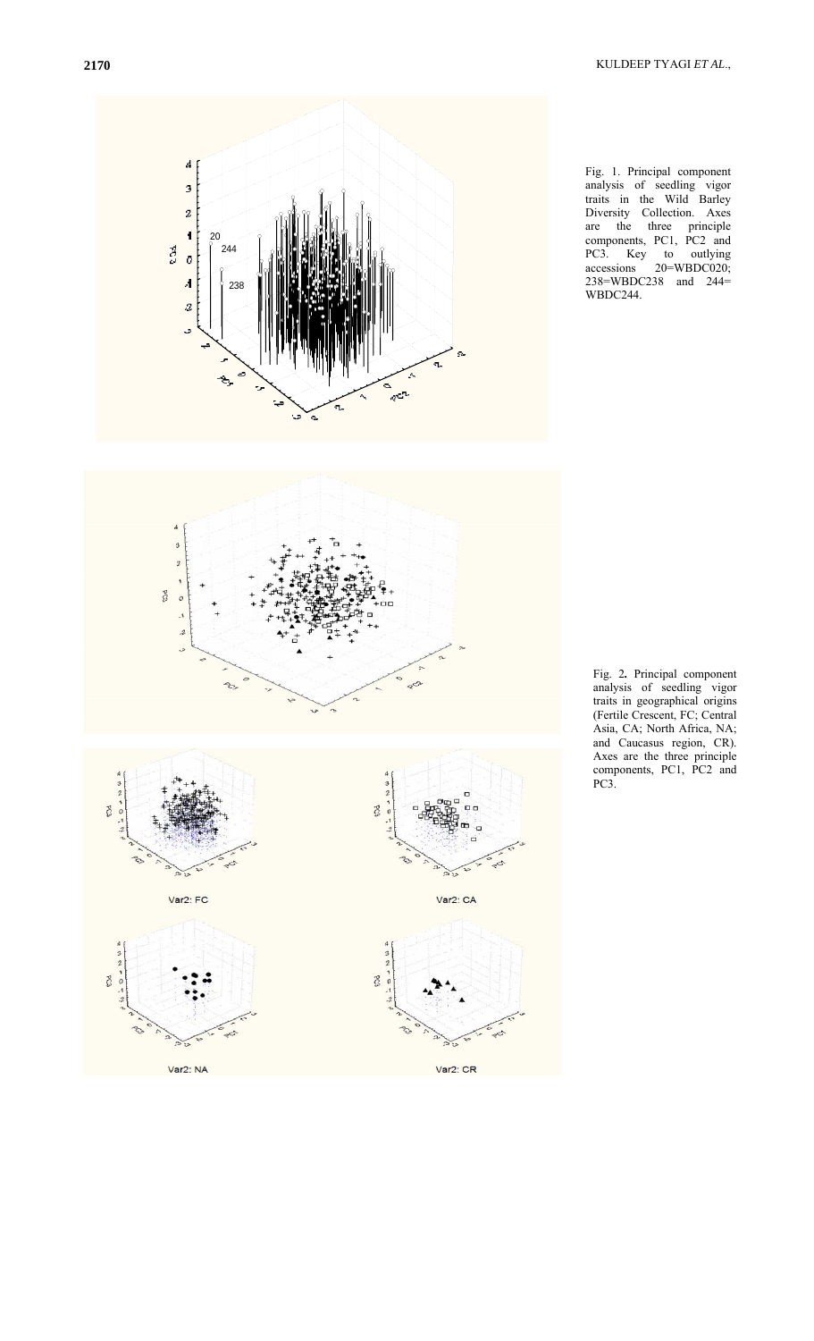Fig. 1. Principal component analysis of seedling vigor traits in the Wild Barley Diversity Collection. Axes are the three principle components, PC1, PC2 and PC3. Key to outlying accessions 20=WBDC020; 238=WBDC238 and 244= WBDC244.

Fig. 2**.** Principal component analysis of seedling vigor traits in geographical origins (Fertile Crescent, FC; Central Asia, CA; North Africa, NA; and Caucasus region, CR). Axes are the three principle components, PC1, PC2 and PC3.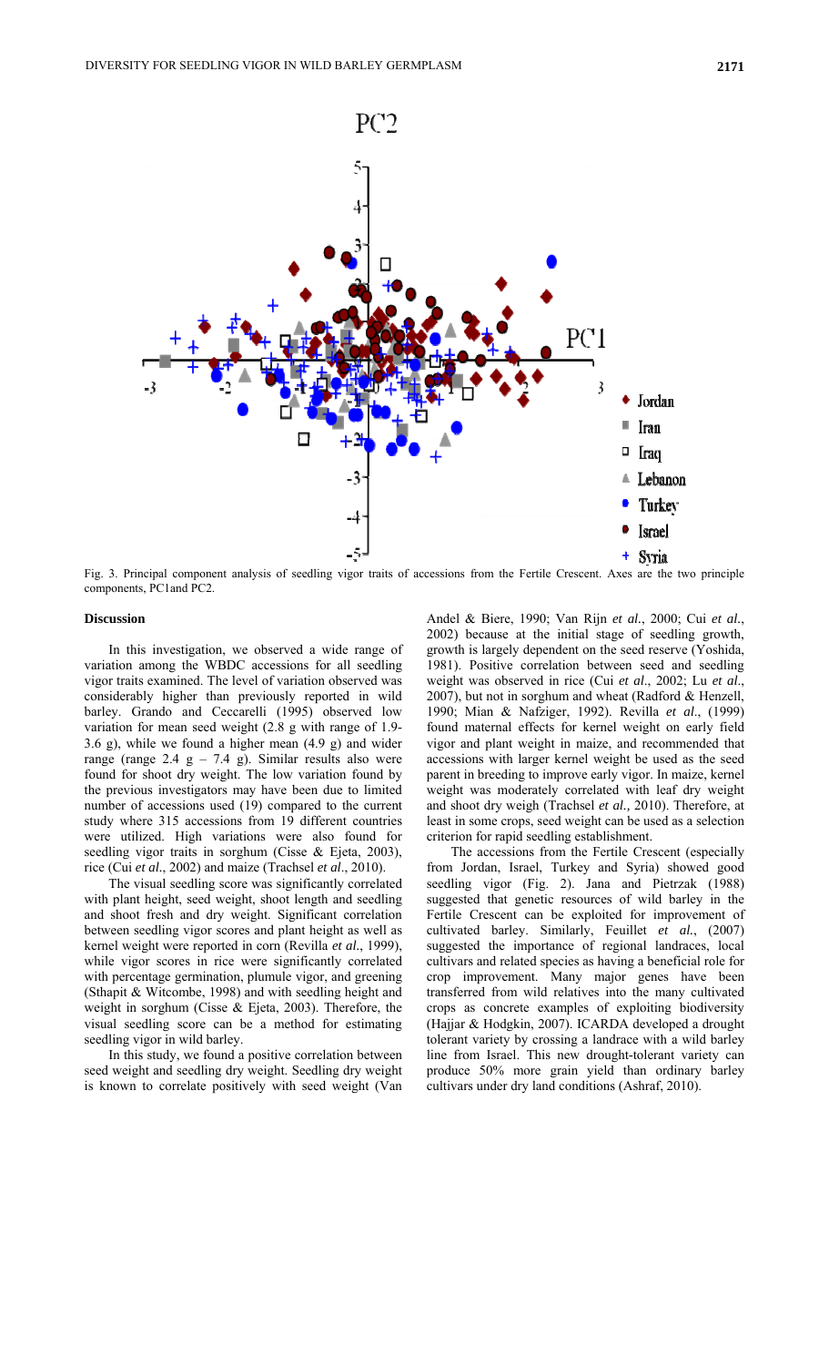Fig. 3. Principal component analysis of seedling vigor traits of accessions from the Fertile Crescent. Axes are the two principle components, PC1and PC2.

## Discussion

In this investigation, we observed a wide range of variation among the WBDC accessions for all seedling vigor traits examined. The level of variation observed was considerably higher than previously reported in wild barley. Grando and Ceccarelli (1995) observed low variation for mean seed weight (2.8 g with range of 1.9-3.6 g), while we found a higher mean (4.9 g) and wider range (range 2.4 g – 7.4 g). Similar results also were found for shoot dry weight. The low variation found by the previous investigators may have been due to limited number of accessions used (19) compared to the current study where 315 accessions from 19 different countries were utilized. High variations were also found for seedling vigor traits in sorghum (Cisse & Ejeta, 2003), rice (Cui *et al*., 2002) and maize (Trachsel *et al*., 2010).

The visual seedling score was significantly correlated with plant height, seed weight, shoot length and seedling and shoot fresh and dry weight. Significant correlation between seedling vigor scores and plant height as well as kernel weight were reported in corn (Revilla *et al*., 1999), while vigor scores in rice were significantly correlated with percentage germination, plumule vigor, and greening (Sthapit & Witcombe, 1998) and with seedling height and weight in sorghum (Cisse & Ejeta, 2003). Therefore, the visual seedling score can be a method for estimating seedling vigor in wild barley.

In this study, we found a positive correlation between seed weight and seedling dry weight. Seedling dry weight is known to correlate positively with seed weight (Van Andel & Biere, 1990; Van Rijn *et al*., 2000; Cui *et al*., 2002) because at the initial stage of seedling growth, growth is largely dependent on the seed reserve (Yoshida, 1981). Positive correlation between seed and seedling weight was observed in rice (Cui *et al*., 2002; Lu *et al*., 2007), but not in sorghum and wheat (Radford & Henzell, 1990; Mian & Nafziger, 1992). Revilla *et al*., (1999) found maternal effects for kernel weight on early field vigor and plant weight in maize, and recommended that accessions with larger kernel weight be used as the seed parent in breeding to improve early vigor. In maize, kernel weight was moderately correlated with leaf dry weight and shoot dry weigh (Trachsel *et al.,* 2010). Therefore, at least in some crops, seed weight can be used as a selection criterion for rapid seedling establishment.

The accessions from the Fertile Crescent (especially from Jordan, Israel, Turkey and Syria) showed good seedling vigor (Fig. 2). Jana and Pietrzak (1988) suggested that genetic resources of wild barley in the Fertile Crescent can be exploited for improvement of cultivated barley. Similarly, Feuillet *et al.*, (2007) suggested the importance of regional landraces, local cultivars and related species as having a beneficial role for crop improvement. Many major genes have been transferred from wild relatives into the many cultivated crops as concrete examples of exploiting biodiversity (Hajjar & Hodgkin, 2007). ICARDA developed a drought tolerant variety by crossing a landrace with a wild barley line from Israel. This new drought-tolerant variety can produce 50% more grain yield than ordinary barley cultivars under dry land conditions (Ashraf, 2010).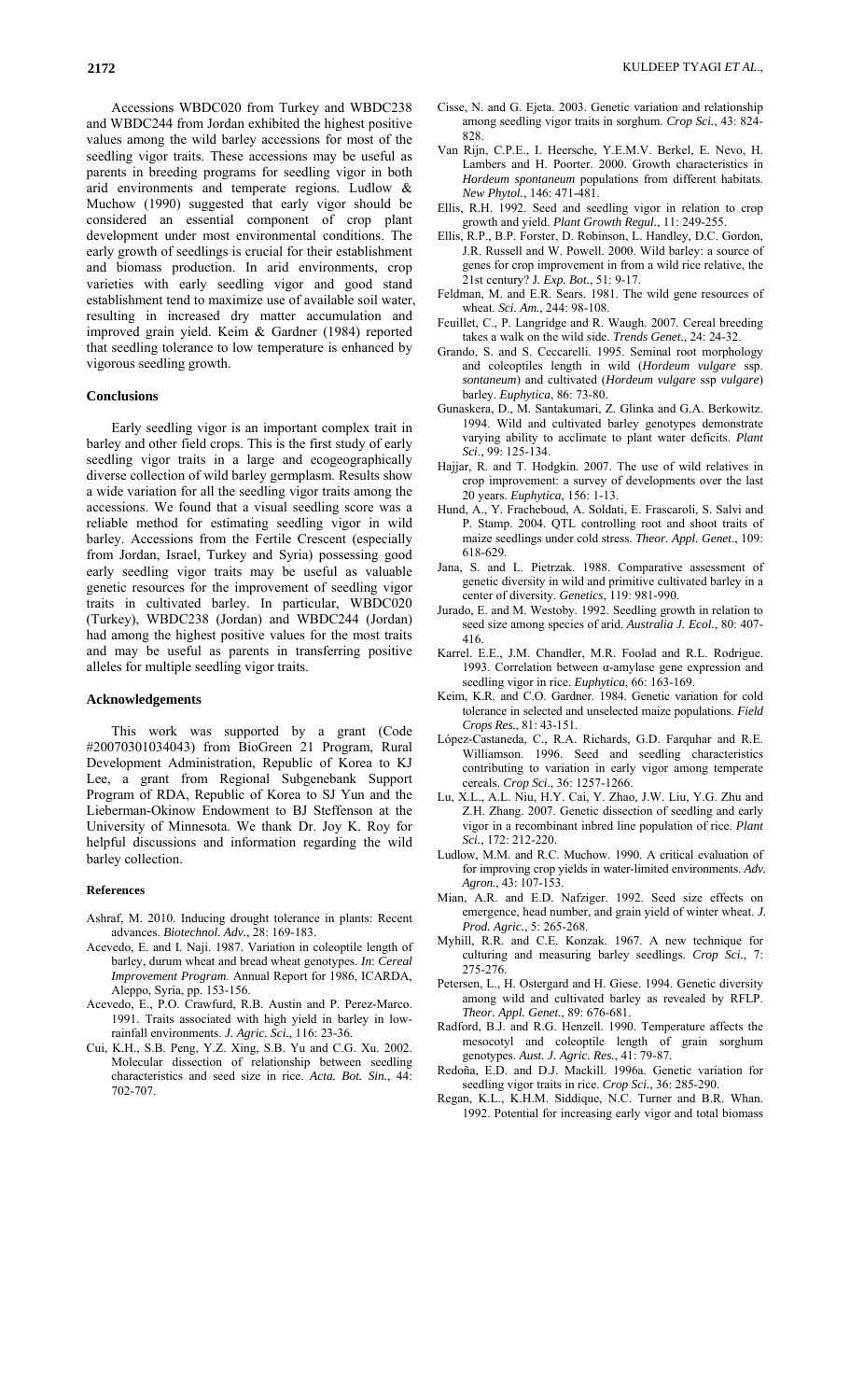Accessions WBDC020 from Turkey and WBDC238 and WBDC244 from Jordan exhibited the highest positive values among the wild barley accessions for most of the seedling vigor traits. These accessions may be useful as parents in breeding programs for seedling vigor in both arid environments and temperate regions. Ludlow & Muchow (1990) suggested that early vigor should be considered an essential component of crop plant development under most environmental conditions. The early growth of seedlings is crucial for their establishment and biomass production. In arid environments, crop varieties with early seedling vigor and good stand establishment tend to maximize use of available soil water, resulting in increased dry matter accumulation and improved grain yield. Keim & Gardner (1984) reported that seedling tolerance to low temperature is enhanced by vigorous seedling growth.

## Conclusions

Early seedling vigor is an important complex trait in barley and other field crops. This is the first study of early seedling vigor traits in a large and ecogeographically diverse collection of wild barley germplasm. Results show a wide variation for all the seedling vigor traits among the accessions. We found that a visual seedling score was a reliable method for estimating seedling vigor in wild barley. Accessions from the Fertile Crescent (especially from Jordan, Israel, Turkey and Syria) possessing good early seedling vigor traits may be useful as valuable genetic resources for the improvement of seedling vigor traits in cultivated barley. In particular, WBDC020 (Turkey), WBDC238 (Jordan) and WBDC244 (Jordan) had among the highest positive values for the most traits and may be useful as parents in transferring positive alleles for multiple seedling vigor traits.

## Acknowledgements

This work was supported by a grant (Code #20070301034043) from BioGreen 21 Program, Rural Development Administration, Republic of Korea to KJ Lee, a grant from Regional Subgenebank Support Program of RDA, Republic of Korea to SJ Yun and the Lieberman-Okinow Endowment to BJ Steffenson at the University of Minnesota. We thank Dr. Joy K. Roy for helpful discussions and information regarding the wild barley collection.

## References

Ashraf, M. 2010. Inducing drought tolerance in plants: Recent advances. *Biotechnol. Adv.*, 28: 169-183.

Acevedo, E. and I. Naji. 1987. Variation in coleoptile length of barley, durum wheat and bread wheat genotypes. *In*: *Cereal Improvement Program*. Annual Report for 1986, ICARDA, Aleppo, Syria, pp. 153-156.

Acevedo, E., P.O. Crawfurd, R.B. Austin and P. Perez-Marco. 1991. Traits associated with high yield in barley in low-rainfall environments. *J. Agric. Sci.*, 116: 23-36.

Cui, K.H., S.B. Peng, Y.Z. Xing, S.B. Yu and C.G. Xu. 2002. Molecular dissection of relationship between seedling characteristics and seed size in rice. *Acta. Bot. Sin.*, 44: 702-707.

Cisse, N. and G. Ejeta. 2003. Genetic variation and relationship among seedling vigor traits in sorghum. *Crop Sci.*, 43: 824-828.

Van Rijn, C.P.E., I. Heersche, Y.E.M.V. Berkel, E. Nevo, H. Lambers and H. Poorter. 2000. Growth characteristics in *Hordeum spontaneum* populations from different habitats. *New Phytol.*, 146: 471-481.

Ellis, R.H. 1992. Seed and seedling vigor in relation to crop growth and yield. *Plant Growth Regul.*, 11: 249-255.

Ellis, R.P., B.P. Forster, D. Robinson, L. Handley, D.C. Gordon, J.R. Russell and W. Powell. 2000. Wild barley: a source of genes for crop improvement in from a wild rice relative, the 21st century? *J. Exp. Bot.*, 51: 9-17.

Feldman, M. and E.R. Sears. 1981. The wild gene resources of wheat. *Sci. Am.*, 244: 98-108.

Feuillet, C., P. Langridge and R. Waugh. 2007. Cereal breeding takes a walk on the wild side. *Trends Genet.*, 24: 24-32.

Grando, S. and S. Ceccarelli. 1995. Seminal root morphology and coleoptiles length in wild (*Hordeum vulgare* ssp. *sontaneum*) and cultivated (*Hordeum vulgare* ssp *vulgare*) barley. *Euphytica*, 86: 73-80.

Gunaskera, D., M. Santakumari, Z. Glinka and G.A. Berkowitz. 1994. Wild and cultivated barley genotypes demonstrate varying ability to acclimate to plant water deficits. *Plant Sci.*, 99: 125-134.

Hajjar, R. and T. Hodgkin. 2007. The use of wild relatives in crop improvement: a survey of developments over the last 20 years. *Euphytica*, 156: 1-13.

Hund, A., Y. Fracheboud, A. Soldati, E. Frascaroli, S. Salvi and P. Stamp. 2004. QTL controlling root and shoot traits of maize seedlings under cold stress. *Theor. Appl. Genet*., 109: 618-629.

Jana, S. and L. Pietrzak. 1988. Comparative assessment of genetic diversity in wild and primitive cultivated barley in a center of diversity. *Genetics*, 119: 981-990.

Jurado, E. and M. Westoby. 1992. Seedling growth in relation to seed size among species of arid. *Australia J. Ecol.*, 80: 407-416.

Karrel. E.E., J.M. Chandler, M.R. Foolad and R.L. Rodrigue. 1993. Correlation between α-amylase gene expression and seedling vigor in rice. *Euphytica*, 66: 163-169.

Keim, K.R. and C.O. Gardner. 1984. Genetic variation for cold tolerance in selected and unselected maize populations. *Field Crops Res.*, 81: 43-151.

López-Castaneda, C., R.A. Richards, G.D. Farquhar and R.E. Williamson. 1996. Seed and seedling characteristics contributing to variation in early vigor among temperate cereals. *Crop Sci*., 36: 1257-1266.

Lu, X.L., A.L. Niu, H.Y. Cai, Y. Zhao, J.W. Liu, Y.G. Zhu and Z.H. Zhang. 2007. Genetic dissection of seedling and early vigor in a recombinant inbred line population of rice. *Plant Sci.*, 172: 212-220.

Ludlow, M.M. and R.C. Muchow. 1990. A critical evaluation of for improving crop yields in water-limited environments. *Adv. Agron.*, 43: 107-153.

Mian, A.R. and E.D. Nafziger. 1992. Seed size effects on emergence, head number, and grain yield of winter wheat. *J. Prod. Agric.*, 5: 265-268.

Myhill, R.R. and C.E. Konzak. 1967. A new technique for culturing and measuring barley seedlings. *Crop Sci.*, 7: 275-276.

Petersen, L., H. Ostergard and H. Giese. 1994. Genetic diversity among wild and cultivated barley as revealed by RFLP. *Theor. Appl. Genet.*, 89: 676-681.

Radford, B.J. and R.G. Henzell. 1990. Temperature affects the mesocotyl and coleoptile length of grain sorghum genotypes. *Aust. J. Agric. Res.*, 41: 79-87.

Redoña, E.D. and D.J. Mackill. 1996a. Genetic variation for seedling vigor traits in rice. *Crop Sci.*, 36: 285-290.

Regan, K.L., K.H.M. Siddique, N.C. Turner and B.R. Whan. 1992. Potential for increasing early vigor and total biomass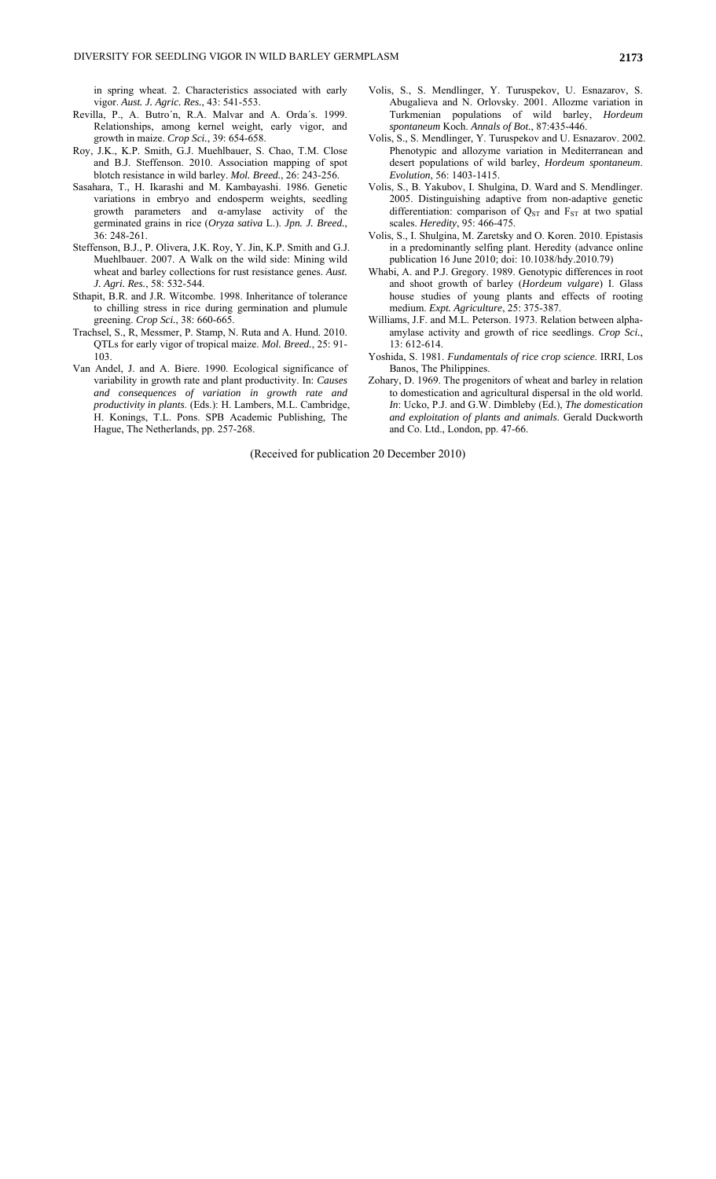in spring wheat. 2. Characteristics associated with early vigor. *Aust. J. Agric. Res.*, 43: 541-553.

Revilla, P., A. Butro´n, R.A. Malvar and A. Orda´s. 1999. Relationships, among kernel weight, early vigor, and growth in maize. *Crop Sci.*, 39: 654-658.

Roy, J.K., K.P. Smith, G.J. Muehlbauer, S. Chao, T.M. Close and B.J. Steffenson. 2010. Association mapping of spot blotch resistance in wild barley. *Mol. Breed.*, 26: 243-256.

Sasahara, T., H. Ikarashi and M. Kambayashi. 1986. Genetic variations in embryo and endosperm weights, seedling growth parameters and α-amylase activity of the germinated grains in rice (*Oryza sativa* L.). *Jpn. J. Breed.*, 36: 248-261.

Steffenson, B.J., P. Olivera, J.K. Roy, Y. Jin, K.P. Smith and G.J. Muehlbauer. 2007. A Walk on the wild side: Mining wild wheat and barley collections for rust resistance genes. *Aust. J. Agri. Res.*, 58: 532-544.

Sthapit, B.R. and J.R. Witcombe. 1998. Inheritance of tolerance to chilling stress in rice during germination and plumule greening. *Crop Sci.*, 38: 660-665.

Trachsel, S., R, Messmer, P. Stamp, N. Ruta and A. Hund. 2010. QTLs for early vigor of tropical maize. *Mol. Breed.*, 25: 91-103.

Van Andel, J. and A. Biere. 1990. Ecological significance of variability in growth rate and plant productivity. In: *Causes and consequences of variation in growth rate and productivity in plants*. (Eds.): H. Lambers, M.L. Cambridge, H. Konings, T.L. Pons. SPB Academic Publishing, The Hague, The Netherlands, pp. 257-268.

Volis, S., S. Mendlinger, Y. Turuspekov, U. Esnazarov, S. Abugalieva and N. Orlovsky. 2001. Allozme variation in Turkmenian populations of wild barley, *Hordeum spontaneum* Koch. *Annals of Bot.*, 87:435-446.

Volis, S., S. Mendlinger, Y. Turuspekov and U. Esnazarov. 2002. Phenotypic and allozyme variation in Mediterranean and desert populations of wild barley, *Hordeum spontaneum*. *Evolution*, 56: 1403-1415.

Volis, S., B. Yakubov, I. Shulgina, D. Ward and S. Mendlinger. 2005. Distinguishing adaptive from non-adaptive genetic differentiation: comparison of $Q_{ST}$ and $F_{ST}$ at two spatial scales. *Heredity*, 95: 466-475.

Volis, S., I. Shulgina, M. Zaretsky and O. Koren. 2010. Epistasis in a predominantly selfing plant. Heredity (advance online publication 16 June 2010; doi: 10.1038/hdy.2010.79)

Whabi, A. and P.J. Gregory. 1989. Genotypic differences in root and shoot growth of barley (*Hordeum vulgare*) I. Glass house studies of young plants and effects of rooting medium. *Expt. Agriculture*, 25: 375-387.

Williams, J.F. and M.L. Peterson. 1973. Relation between alpha-amylase activity and growth of rice seedlings. *Crop Sci.*, 13: 612-614.

Yoshida, S. 1981. *Fundamentals of rice crop science*. IRRI, Los Banos, The Philippines.

Zohary, D. 1969. The progenitors of wheat and barley in relation to domestication and agricultural dispersal in the old world. *In*: Ucko, P.J. and G.W. Dimbleby (Ed.), *The domestication and exploitation of plants and animals*. Gerald Duckworth and Co. Ltd., London, pp. 47-66.

(Received for publication 20 December 2010)